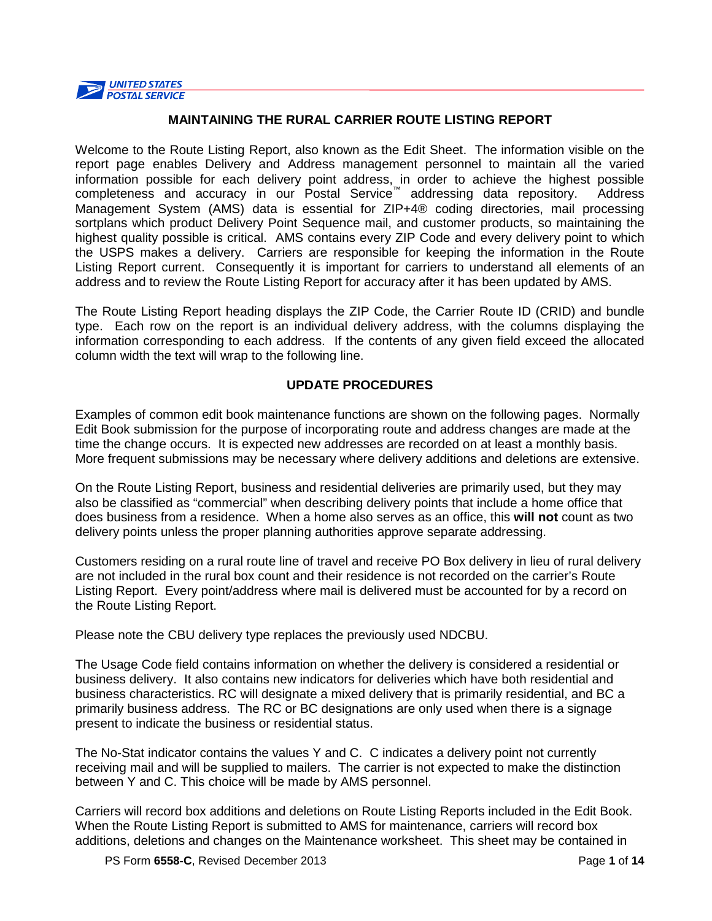UNITED STATES POSTAL SERVICE

# MAINTAINING THE RURAL CARRIER ROUTE LISTING REPORT

Welcome to the Route Listing Report, also known as the Edit Sheet. The information visible on the report page enables Delivery and Address management personnel to maintain all the varied information possible for each delivery point address, in order to achieve the highest possible completeness and accuracy in our Postal Service™ addressing data repository. Address Management System (AMS) data is essential for ZIP+4® coding directories, mail processing sortplans which product Delivery Point Sequence mail, and customer products, so maintaining the highest quality possible is critical. AMS contains every ZIP Code and every delivery point to which the USPS makes a delivery. Carriers are responsible for keeping the information in the Route Listing Report current. Consequently it is important for carriers to understand all elements of an address and to review the Route Listing Report for accuracy after it has been updated by AMS.

The Route Listing Report heading displays the ZIP Code, the Carrier Route ID (CRID) and bundle type. Each row on the report is an individual delivery address, with the columns displaying the information corresponding to each address. If the contents of any given field exceed the allocated column width the text will wrap to the following line.

## UPDATE PROCEDURES

Examples of common edit book maintenance functions are shown on the following pages. Normally Edit Book submission for the purpose of incorporating route and address changes are made at the time the change occurs. It is expected new addresses are recorded on at least a monthly basis. More frequent submissions may be necessary where delivery additions and deletions are extensive.

On the Route Listing Report, business and residential deliveries are primarily used, but they may also be classified as "commercial" when describing delivery points that include a home office that does business from a residence. When a home also serves as an office, this **will not** count as two delivery points unless the proper planning authorities approve separate addressing.

Customers residing on a rural route line of travel and receive PO Box delivery in lieu of rural delivery are not included in the rural box count and their residence is not recorded on the carrier's Route Listing Report. Every point/address where mail is delivered must be accounted for by a record on the Route Listing Report.

Please note the CBU delivery type replaces the previously used NDCBU.

The Usage Code field contains information on whether the delivery is considered a residential or business delivery. It also contains new indicators for deliveries which have both residential and business characteristics. RC will designate a mixed delivery that is primarily residential, and BC a primarily business address. The RC or BC designations are only used when there is a signage present to indicate the business or residential status.

The No-Stat indicator contains the values Y and C. C indicates a delivery point not currently receiving mail and will be supplied to mailers. The carrier is not expected to make the distinction between Y and C. This choice will be made by AMS personnel.

Carriers will record box additions and deletions on Route Listing Reports included in the Edit Book. When the Route Listing Report is submitted to AMS for maintenance, carriers will record box additions, deletions and changes on the Maintenance worksheet. This sheet may be contained in

PS Form **6558-C**, Revised December 2013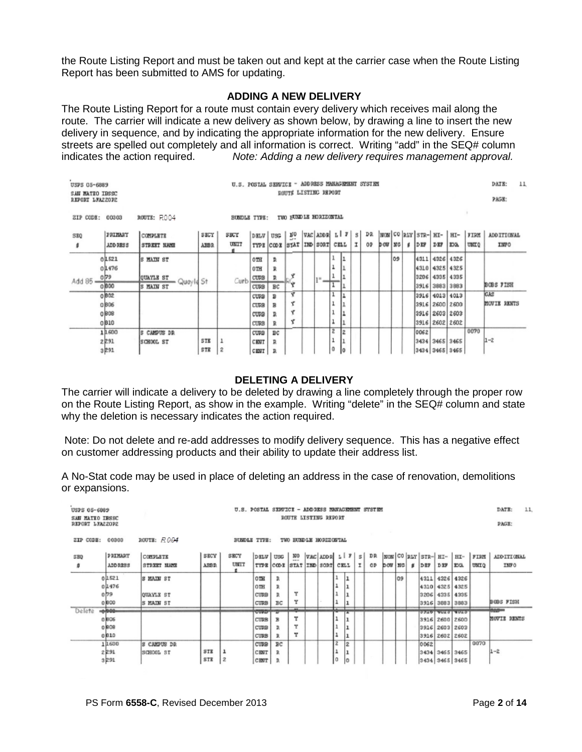the Route Listing Report and must be taken out and kept at the carrier case when the Route Listing Report has been submitted to AMS for updating.

## ADDING A NEW DELIVERY

The Route Listing Report for a route must contain every delivery which receives mail along the route. The carrier will indicate a new delivery as shown below, by drawing a line to insert the new delivery in sequence, and by indicating the appropriate information for the new delivery. Ensure streets are spelled out completely and all information is correct. Writing "add" in the SEQ# column indicates the action required. *Note: Adding a new delivery requires management approval.*

USPS 05-6889 U.S. POSTAL SERVICE - ADDRESS MANAGEMENT SYSTEM DATE: 11
SAN MATEO IBSSC ROUTE LISTING REPORT
REPORT LFAZZOPZ PAGE:

ZIP CODE: 00303 ROUTE: R004 BUNDLE TYPE: TWO BUNDLE HORIZONTAL

| SEQ # | PRIMARY ADDRESS | COMPLETE STREET NAME | SECY ABBR | SECY UNIT # | DELV TYPE | USG CODE | NO STAT | VAC IND | ADDR SORT | L CELL | F CELL | S I | DR OP | NON DOW | CO NG | RLY # | STR-DEF | HI-DEF | HI-EXA | FIRM UNIQ | ADDITIONAL INFO |
|---|---|---|---|---|---|---|---|---|---|---|---|---|---|---|---|---|---|---|---|---|---|
| 0 | 1521 | S MAIN ST | | | OTH | R | | | | 1 | 1 | | | | 09 | | 4311 | 4326 | 4326 | | |
| 0 | 1476 | | | | OTH | R | | | | 1 | 1 | | | | | | 4310 | 4325 | 4325 | | |
| Add 85 | 0 79 | QUAYLE ST Quayle St | | Curb | CURB | R | Y | | 1" | 1 | 1 | | | | | | 3206 | 4335 | 4335 | | |
| 0 | 800 | S MAIN ST | | | CURB | BC | Y | | | 1 | 1 | | | | | | 3916 | 3883 | 3883 | | BOBS FISH |
| 0 | 802 | | | | CURB | B | Y | | | 1 | 1 | | | | | | 3916 | 4013 | 4013 | | GAS |
| 0 | 806 | | | | CURB | B | Y | | | 1 | 1 | | | | | | 3916 | 2600 | 2600 | | MOVIE RENTS |
| 0 | 808 | | | | CURB | R | Y | | | 1 | 1 | | | | | | 3916 | 2603 | 2603 | | |
| 0 | 810 | | | | CURB | R | Y | | | 1 | 1 | | | | | | 3916 | 2602 | 2602 | | |
| 1 | 1600 | S CAMPUS DR | | | CURB | BC | | | | 2 | 2 | | | | | | 0062 | | | 0070 | |
| 2 | 291 | SCHOOL ST | STE | 1 | CENT | R | | | | 1 | 1 | | | | | | 3434 | 3465 | 3465 | | 1-2 |
| 3 | 291 | | STE | 2 | CENT | R | | | | 0 | 0 | | | | | | 3434 | 3465 | 3465 | | |

## DELETING A DELIVERY

The carrier will indicate a delivery to be deleted by drawing a line completely through the proper row on the Route Listing Report, as show in the example. Writing "delete" in the SEQ# column and state why the deletion is necessary indicates the action required.

Note: Do not delete and re-add addresses to modify delivery sequence. This has a negative effect on customer addressing products and their ability to update their address list.

A No-Stat code may be used in place of deleting an address in the case of renovation, demolitions or expansions.

USPS 05-6889 U.S. POSTAL SERVICE - ADDRESS MANAGEMENT SYSTEM DATE: 11
SAN MATEO IBSSC ROUTE LISTING REPORT
REPORT LFAZZOPZ PAGE:

ZIP CODE: 00303 ROUTE: R004 BUNDLE TYPE: TWO BUNDLE HORIZONTAL

| SEQ # | PRIMARY ADDRESS | COMPLETE STREET NAME | SECY ABBR | SECY UNIT # | DELV TYPE | USG CODE | NO STAT | VAC IND | ADDR SORT | L CELL | F CELL | S I | DR OP | NON DOW | CO NG | RLY # | STR-DEF | HI-DEF | HI-EXA | FIRM UNIQ | ADDITIONAL INFO |
|---|---|---|---|---|---|---|---|---|---|---|---|---|---|---|---|---|---|---|---|---|---|
| 0 | 1521 | S MAIN ST | | | OTH | R | | | | 1 | 1 | | | | 09 | | 4311 | 4326 | 4326 | | |
| 0 | 1476 | | | | OTH | R | | | | 1 | 1 | | | | | | 4310 | 4325 | 4325 | | |
| 0 | 79 | QUAYLE ST | | | CURB | R | Y | | | 1 | 1 | | | | | | 3206 | 4335 | 4335 | | |
| 0 | 800 | S MAIN ST | | | CURB | BC | Y | | | 1 | 1 | | | | | | 3916 | 3883 | 3883 | | BOBS FISH |
| Delete ~~0~~ | ~~802~~ | | | | ~~CURB~~ | ~~B~~ | ~~Y~~ | | | ~~1~~ | ~~1~~ | | | | | | ~~3916~~ | ~~4013~~ | ~~4013~~ | | ~~GAS~~ |
| 0 | 806 | | | | CURB | B | Y | | | 1 | 1 | | | | | | 3916 | 2600 | 2600 | | MOVIE RENTS |
| 0 | 808 | | | | CURB | R | Y | | | 1 | 1 | | | | | | 3916 | 2603 | 2603 | | |
| 0 | 810 | | | | CURB | R | Y | | | 1 | 1 | | | | | | 3916 | 2602 | 2602 | | |
| 1 | 1600 | S CAMPUS DR | | | CURB | BC | | | | 2 | 2 | | | | | | 0062 | | | 0070 | |
| 2 | 291 | SCHOOL ST | STE | 1 | CENT | R | | | | 1 | 1 | | | | | | 3434 | 3465 | 3465 | | 1-2 |
| 3 | 291 | | STE | 2 | CENT | R | | | | 0 | 0 | | | | | | 3434 | 3465 | 3465 | | |

PS Form **6558-C**, Revised December 2013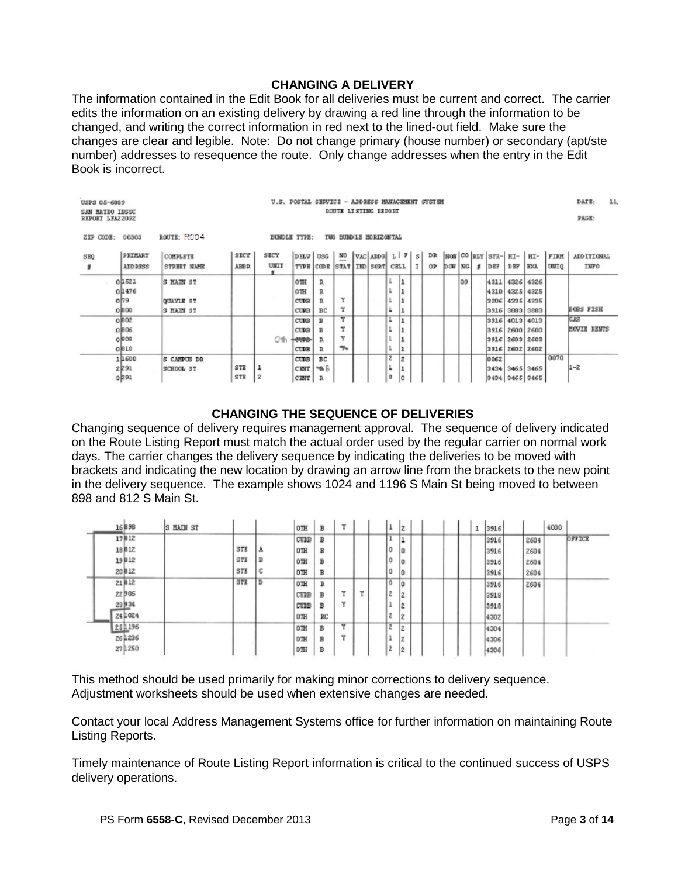### CHANGING A DELIVERY

The information contained in the Edit Book for all deliveries must be current and correct. The carrier edits the information on an existing delivery by drawing a red line through the information to be changed, and writing the correct information in red next to the lined-out field. Make sure the changes are clear and legible. Note: Do not change primary (house number) or secondary (apt/ste number) addresses to resequence the route. Only change addresses when the entry in the Edit Book is incorrect.

USPS 05-6889
SAN MATEO IBSSC
REPORT LFAZ20P2

U.S. POSTAL SERVICE - ADDRESS MANAGEMENT SYSTEM
ROUTE LISTING REPORT

DATE: 11
PAGE:

ZIP CODE: 00303 ROUTE: R004 BUNDLE TYPE: TWO BUNDLE HORIZONTAL

| SEQ # | PRIMARY ADDRESS | COMPLETE STREET NAME | SECY ABBR | SECY UNIT # | DELV TYPE | USG CODE | NO STAT | VAC IND | ADDR SORT | L CELL | F CELL | S I | DR OP | NON DOW | CO NC | RLY # | STR-DEF | HI-DEF | HI-EXA | FIRM UNIQ | ADDITIONAL INFO |
|---|---|---|---|---|---|---|---|---|---|---|---|---|---|---|---|---|---|---|---|---|---|
| 0 | 1521 | S MAIN ST | | | OTH | R | | | | 1 | 1 | | | | 09 | | 4311 | 4326 | 4326 | | |
| 0 | 1476 | | | | OTH | R | | | | 1 | 1 | | | | | | 4310 | 4325 | 4325 | | |
| 0 | 79 | QUAYLE ST | | | CURB | R | Y | | | 1 | 1 | | | | | | 3206 | 4335 | 4335 | | |
| 0 | 800 | S MAIN ST | | | CURB | BC | Y | | | 1 | 1 | | | | | | 3916 | 3883 | 3883 | | BOBS FISH |
| 0 | 802 | | | | CURB | B | Y | | | 1 | 1 | | | | | | 3916 | 4013 | 4013 | | GAS |
| 0 | 806 | | | | CURB | B | Y | | | 1 | 1 | | | | | | 3916 | 2600 | 2600 | | MOVIE RENTS |
| 0 | 808 | | | | ~~CURB~~ Oth | R | Y | | | 1 | 1 | | | | | | 3916 | 2603 | 2603 | | |
| 0 | 810 | | | | CURB | R | ~~Y~~ | | | 1 | 1 | | | | | | 3916 | 2602 | 2602 | | |
| 1 | 1600 | S CAMPUS DR | | | CURB | BC | | | | 2 | 2 | | | | | | 0062 | | | 0070 | |
| 2 | 291 | SCHOOL ST | STE | 1 | CENT | ~~R~~ B | | | | 1 | 1 | | | | | | 3434 | 3465 | 3465 | | 1-2 |
| 3 | 291 | | STE | 2 | CENT | R | | | | 0 | 0 | | | | | | 3434 | 3465 | 3465 | | |

### CHANGING THE SEQUENCE OF DELIVERIES

Changing sequence of delivery requires management approval. The sequence of delivery indicated on the Route Listing Report must match the actual order used by the regular carrier on normal work days. The carrier changes the delivery sequence by indicating the deliveries to be moved with brackets and indicating the new location by drawing an arrow line from the brackets to the new point in the delivery sequence. The example shows 1024 and 1196 S Main St being moved to between 898 and 812 S Main St.

| SEQ # | PRIMARY ADDRESS | COMPLETE STREET NAME | SECY ABBR | SECY UNIT # | DELV TYPE | USG CODE | NO STAT | VAC IND | ADDR SORT | L CELL | F CELL | S I | DR OP | NON DOW | CO NC | RLY # | STR-DEF | HI-DEF | HI-EXA | FIRM UNIQ | ADDITIONAL INFO |
|---|---|---|---|---|---|---|---|---|---|---|---|---|---|---|---|---|---|---|---|---|---|
| 16 | 898 | S MAIN ST | | | OTH | B | Y | | | 1 | 2 | | | | | 1 | 3916 | | | 4000 | |
| 17 | 812 | | | | CURB | B | | | | 1 | 1 | | | | | | 3916 | | 2604 | | OFFICE |
| 18 | 812 | | STE | A | OTH | B | | | | 0 | 0 | | | | | | 3916 | | 2604 | | |
| 19 | 812 | | STE | B | OTH | B | | | | 0 | 0 | | | | | | 3916 | | 2604 | | |
| 20 | 812 | | STE | C | OTH | B | | | | 0 | 0 | | | | | | 3916 | | 2604 | | |
| 21 | 812 | | STE | D | OTH | R | | | | 0 | 0 | | | | | | 3916 | | 2604 | | |
| 22 | 905 | | | | CURB | B | Y | Y | | 2 | 2 | | | | | | 3918 | | | | |
| 23 | 934 | | | | CURB | B | Y | | | 1 | 2 | | | | | | 3918 | | | | |
| 24 | 1024 | | | | OTH | RC | | | | 2 | 2 | | | | | | 4302 | | | | |
| 25 | 1196 | | | | OTH | B | Y | | | 2 | 2 | | | | | | 4304 | | | | |
| 26 | 1236 | | | | OTH | B | Y | | | 1 | 2 | | | | | | 4306 | | | | |
| 27 | 1250 | | | | OTH | B | | | | 2 | 2 | | | | | | 4306 | | | | |

This method should be used primarily for making minor corrections to delivery sequence. Adjustment worksheets should be used when extensive changes are needed.

Contact your local Address Management Systems office for further information on maintaining Route Listing Reports.

Timely maintenance of Route Listing Report information is critical to the continued success of USPS delivery operations.

PS Form **6558-C**, Revised December 2013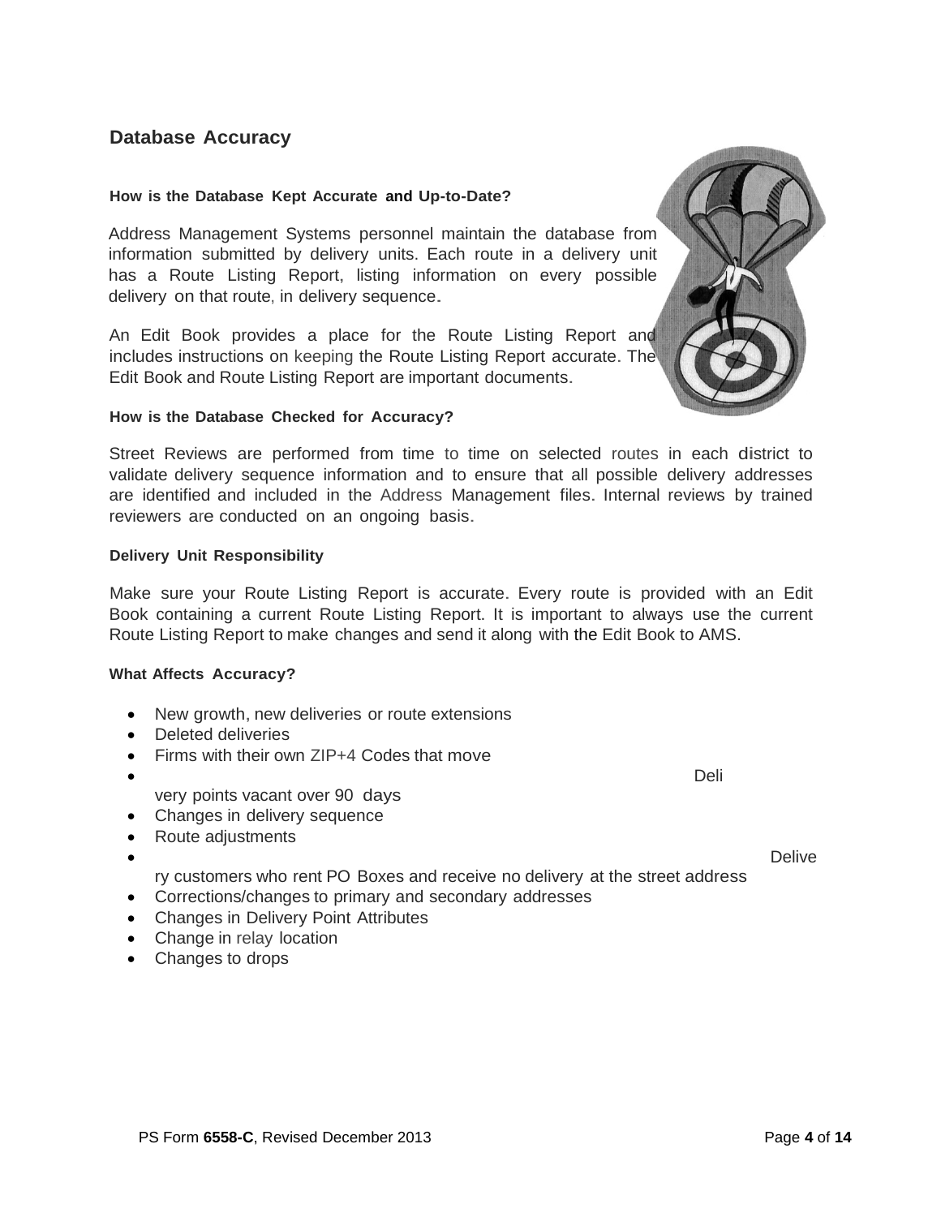## Database Accuracy

### How is the Database Kept Accurate and Up-to-Date?

Address Management Systems personnel maintain the database from information submitted by delivery units. Each route in a delivery unit has a Route Listing Report, listing information on every possible delivery on that route, in delivery sequence.

An Edit Book provides a place for the Route Listing Report and includes instructions on keeping the Route Listing Report accurate. The Edit Book and Route Listing Report are important documents.

### How is the Database Checked for Accuracy?

Street Reviews are performed from time to time on selected routes in each district to validate delivery sequence information and to ensure that all possible delivery addresses are identified and included in the Address Management files. Internal reviews by trained reviewers are conducted on an ongoing basis.

### Delivery Unit Responsibility

Make sure your Route Listing Report is accurate. Every route is provided with an Edit Book containing a current Route Listing Report. It is important to always use the current Route Listing Report to make changes and send it along with the Edit Book to AMS.

### What Affects Accuracy?

- New growth, new deliveries or route extensions
- Deleted deliveries
- Firms with their own ZIP+4 Codes that move
- Delivery points vacant over 90 days
- Changes in delivery sequence
- Route adjustments
- Delivery customers who rent PO Boxes and receive no delivery at the street address
- Corrections/changes to primary and secondary addresses
- Changes in Delivery Point Attributes
- Change in relay location
- Changes to drops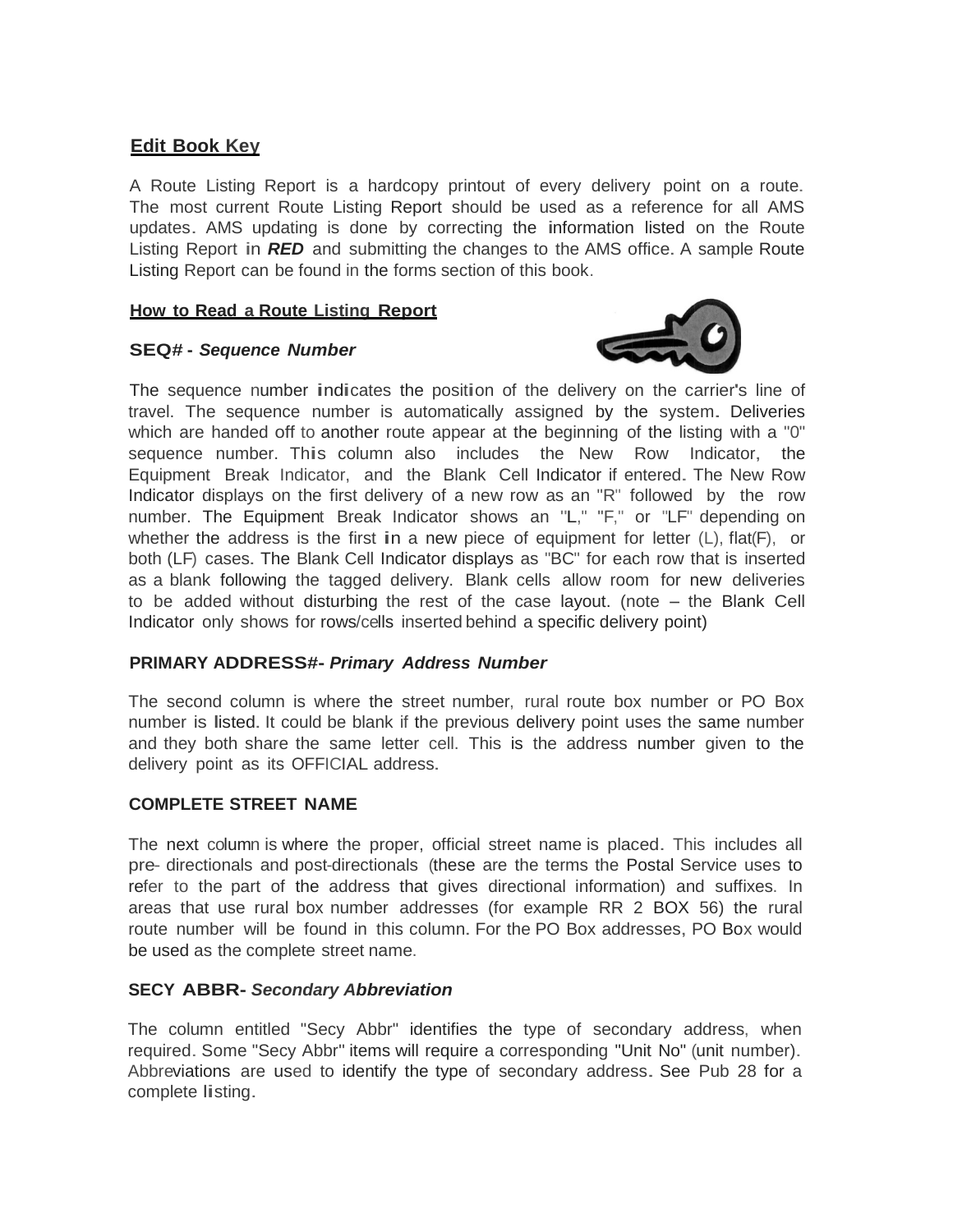## Edit Book Key

A Route Listing Report is a hardcopy printout of every delivery point on a route. The most current Route Listing Report should be used as a reference for all AMS updates. AMS updating is done by correcting the information listed on the Route Listing Report in ***RED*** and submitting the changes to the AMS office. A sample Route Listing Report can be found in the forms section of this book.

### How to Read a Route Listing Report

**SEQ# -** ***Sequence Number***

The sequence number indicates the position of the delivery on the carrier's line of travel. The sequence number is automatically assigned by the system. Deliveries which are handed off to another route appear at the beginning of the listing with a "0" sequence number. This column also includes the New Row Indicator, the Equipment Break Indicator, and the Blank Cell Indicator if entered. The New Row Indicator displays on the first delivery of a new row as an "R" followed by the row number. The Equipment Break Indicator shows an "L," "F," or "LF" depending on whether the address is the first in a new piece of equipment for letter (L), flat(F), or both (LF) cases. The Blank Cell Indicator displays as "BC" for each row that is inserted as a blank following the tagged delivery. Blank cells allow room for new deliveries to be added without disturbing the rest of the case layout. (note – the Blank Cell Indicator only shows for rows/cells inserted behind a specific delivery point)

**PRIMARY ADDRESS#-** ***Primary Address Number***

The second column is where the street number, rural route box number or PO Box number is listed. It could be blank if the previous delivery point uses the same number and they both share the same letter cell. This is the address number given to the delivery point as its OFFICIAL address.

**COMPLETE STREET NAME**

The next column is where the proper, official street name is placed. This includes all pre- directionals and post-directionals (these are the terms the Postal Service uses to refer to the part of the address that gives directional information) and suffixes. In areas that use rural box number addresses (for example RR 2 BOX 56) the rural route number will be found in this column. For the PO Box addresses, PO Box would be used as the complete street name.

**SECY ABBR-** ***Secondary Abbreviation***

The column entitled "Secy Abbr" identifies the type of secondary address, when required. Some "Secy Abbr" items will require a corresponding "Unit No" (unit number). Abbreviations are used to identify the type of secondary address. See Pub 28 for a complete listing.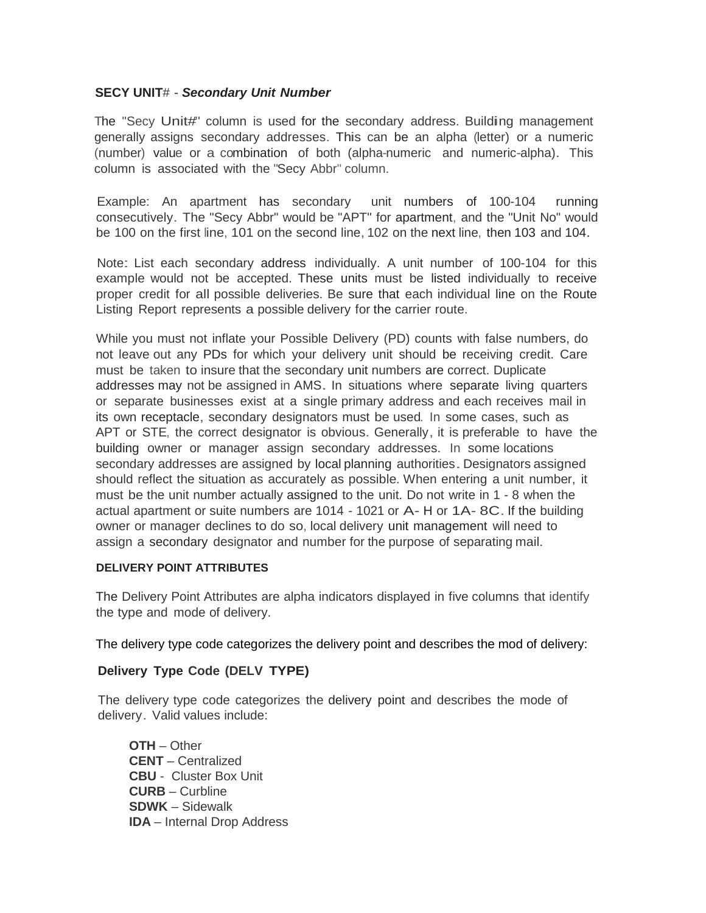**SECY UNIT#** - ***Secondary Unit Number***

The "Secy Unit#" column is used for the secondary address. Building management generally assigns secondary addresses. This can be an alpha (letter) or a numeric (number) value or a combination of both (alpha-numeric and numeric-alpha). This column is associated with the "Secy Abbr" column.

Example: An apartment has secondary unit numbers of 100-104 running consecutively. The "Secy Abbr" would be "APT" for apartment, and the "Unit No" would be 100 on the first line, 101 on the second line, 102 on the next line, then 103 and 104.

Note: List each secondary address individually. A unit number of 100-104 for this example would not be accepted. These units must be listed individually to receive proper credit for all possible deliveries. Be sure that each individual line on the Route Listing Report represents a possible delivery for the carrier route.

While you must not inflate your Possible Delivery (PD) counts with false numbers, do not leave out any PDs for which your delivery unit should be receiving credit. Care must be taken to insure that the secondary unit numbers are correct. Duplicate addresses may not be assigned in AMS. In situations where separate living quarters or separate businesses exist at a single primary address and each receives mail in its own receptacle, secondary designators must be used. In some cases, such as APT or STE, the correct designator is obvious. Generally, it is preferable to have the building owner or manager assign secondary addresses. In some locations secondary addresses are assigned by local planning authorities. Designators assigned should reflect the situation as accurately as possible. When entering a unit number, it must be the unit number actually assigned to the unit. Do not write in 1 - 8 when the actual apartment or suite numbers are 1014 - 1021 or A- H or 1A- 8C. If the building owner or manager declines to do so, local delivery unit management will need to assign a secondary designator and number for the purpose of separating mail.

**DELIVERY POINT ATTRIBUTES**

The Delivery Point Attributes are alpha indicators displayed in five columns that identify the type and mode of delivery.

The delivery type code categorizes the delivery point and describes the mod of delivery:

**Delivery Type Code (DELV TYPE)**

The delivery type code categorizes the delivery point and describes the mode of delivery. Valid values include:

**OTH** – Other
**CENT** – Centralized
**CBU** - Cluster Box Unit
**CURB** – Curbline
**SDWK** – Sidewalk
**IDA** – Internal Drop Address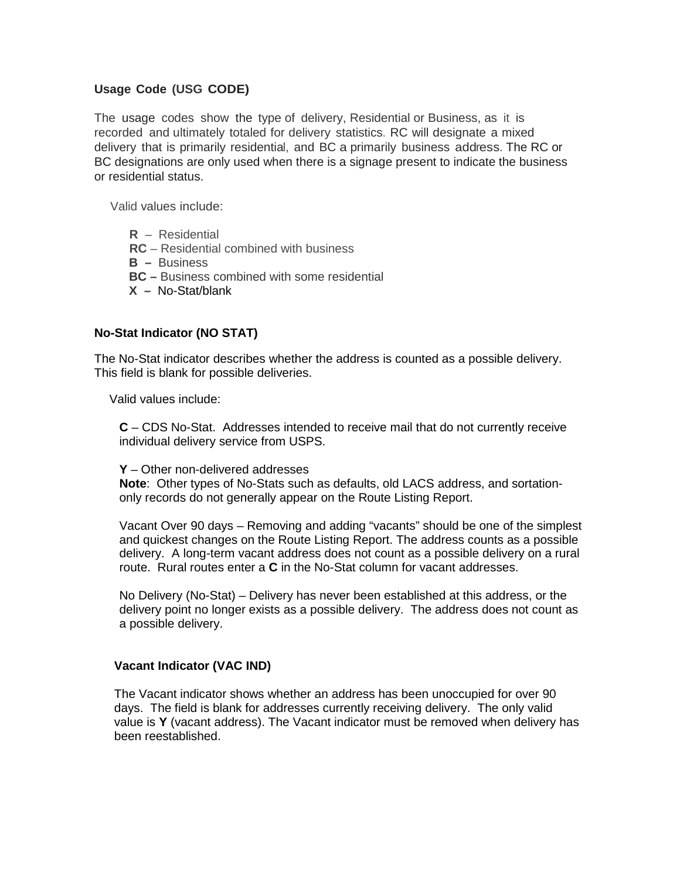**Usage Code (USG CODE)**

The usage codes show the type of delivery, Residential or Business, as it is recorded and ultimately totaled for delivery statistics. RC will designate a mixed delivery that is primarily residential, and BC a primarily business address. The RC or BC designations are only used when there is a signage present to indicate the business or residential status.

Valid values include:

- **R** – Residential
- **RC** – Residential combined with business
- **B –** Business
- **BC –** Business combined with some residential
- **X –** No-Stat/blank

**No-Stat Indicator (NO STAT)**

The No-Stat indicator describes whether the address is counted as a possible delivery. This field is blank for possible deliveries.

Valid values include:

**C** – CDS No-Stat. Addresses intended to receive mail that do not currently receive individual delivery service from USPS.

**Y** – Other non-delivered addresses
**Note**: Other types of No-Stats such as defaults, old LACS address, and sortation-only records do not generally appear on the Route Listing Report.

Vacant Over 90 days – Removing and adding “vacants” should be one of the simplest and quickest changes on the Route Listing Report. The address counts as a possible delivery. A long-term vacant address does not count as a possible delivery on a rural route. Rural routes enter a **C** in the No-Stat column for vacant addresses.

No Delivery (No-Stat) – Delivery has never been established at this address, or the delivery point no longer exists as a possible delivery. The address does not count as a possible delivery.

**Vacant Indicator (VAC IND)**

The Vacant indicator shows whether an address has been unoccupied for over 90 days. The field is blank for addresses currently receiving delivery. The only valid value is **Y** (vacant address). The Vacant indicator must be removed when delivery has been reestablished.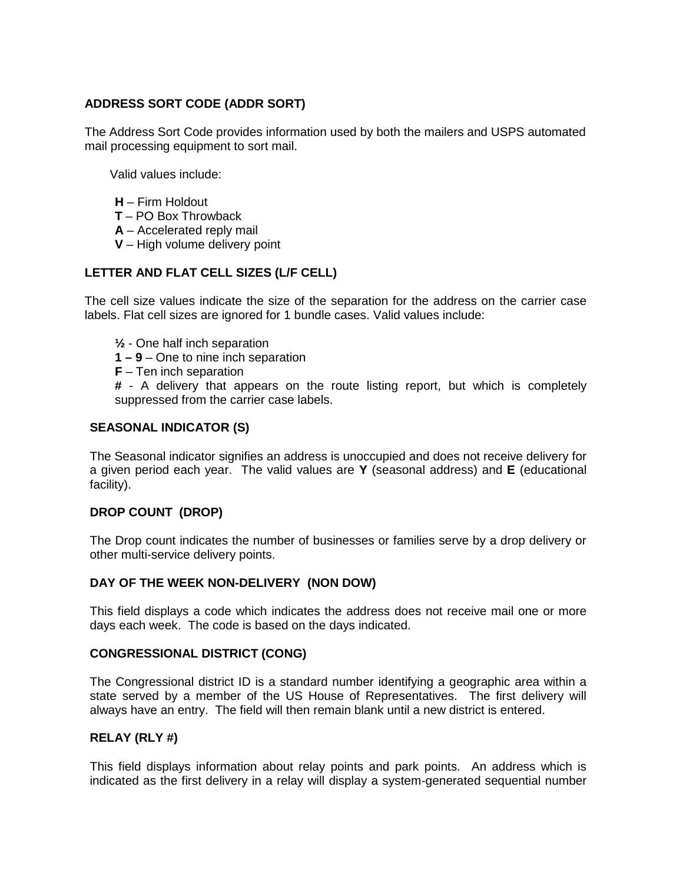### ADDRESS SORT CODE (ADDR SORT)

The Address Sort Code provides information used by both the mailers and USPS automated mail processing equipment to sort mail.

Valid values include:

- **H** – Firm Holdout
- **T** – PO Box Throwback
- **A** – Accelerated reply mail
- **V** – High volume delivery point

### LETTER AND FLAT CELL SIZES (L/F CELL)

The cell size values indicate the size of the separation for the address on the carrier case labels. Flat cell sizes are ignored for 1 bundle cases. Valid values include:

- **½** - One half inch separation
- **1 – 9** – One to nine inch separation
- **F** – Ten inch separation
- **#** - A delivery that appears on the route listing report, but which is completely suppressed from the carrier case labels.

### SEASONAL INDICATOR (S)

The Seasonal indicator signifies an address is unoccupied and does not receive delivery for a given period each year. The valid values are **Y** (seasonal address) and **E** (educational facility).

### DROP COUNT (DROP)

The Drop count indicates the number of businesses or families serve by a drop delivery or other multi-service delivery points.

### DAY OF THE WEEK NON-DELIVERY (NON DOW)

This field displays a code which indicates the address does not receive mail one or more days each week. The code is based on the days indicated.

### CONGRESSIONAL DISTRICT (CONG)

The Congressional district ID is a standard number identifying a geographic area within a state served by a member of the US House of Representatives. The first delivery will always have an entry. The field will then remain blank until a new district is entered.

### RELAY (RLY #)

This field displays information about relay points and park points. An address which is indicated as the first delivery in a relay will display a system-generated sequential number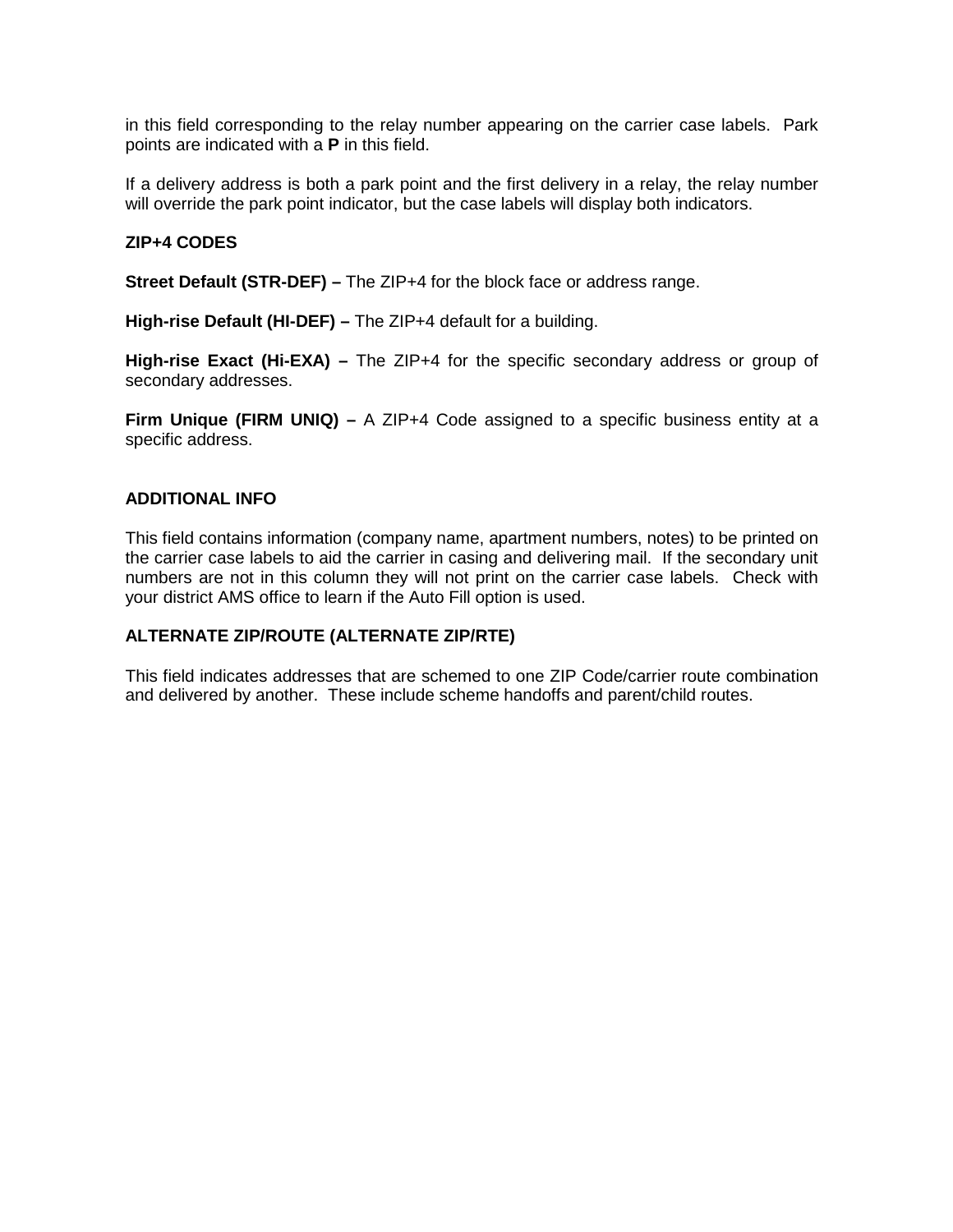in this field corresponding to the relay number appearing on the carrier case labels. Park points are indicated with a **P** in this field.

If a delivery address is both a park point and the first delivery in a relay, the relay number will override the park point indicator, but the case labels will display both indicators.

**ZIP+4 CODES**

**Street Default (STR-DEF) –** The ZIP+4 for the block face or address range.

**High-rise Default (HI-DEF) –** The ZIP+4 default for a building.

**High-rise Exact (Hi-EXA) –** The ZIP+4 for the specific secondary address or group of secondary addresses.

**Firm Unique (FIRM UNIQ) –** A ZIP+4 Code assigned to a specific business entity at a specific address.

**ADDITIONAL INFO**

This field contains information (company name, apartment numbers, notes) to be printed on the carrier case labels to aid the carrier in casing and delivering mail. If the secondary unit numbers are not in this column they will not print on the carrier case labels. Check with your district AMS office to learn if the Auto Fill option is used.

**ALTERNATE ZIP/ROUTE (ALTERNATE ZIP/RTE)**

This field indicates addresses that are schemed to one ZIP Code/carrier route combination and delivered by another. These include scheme handoffs and parent/child routes.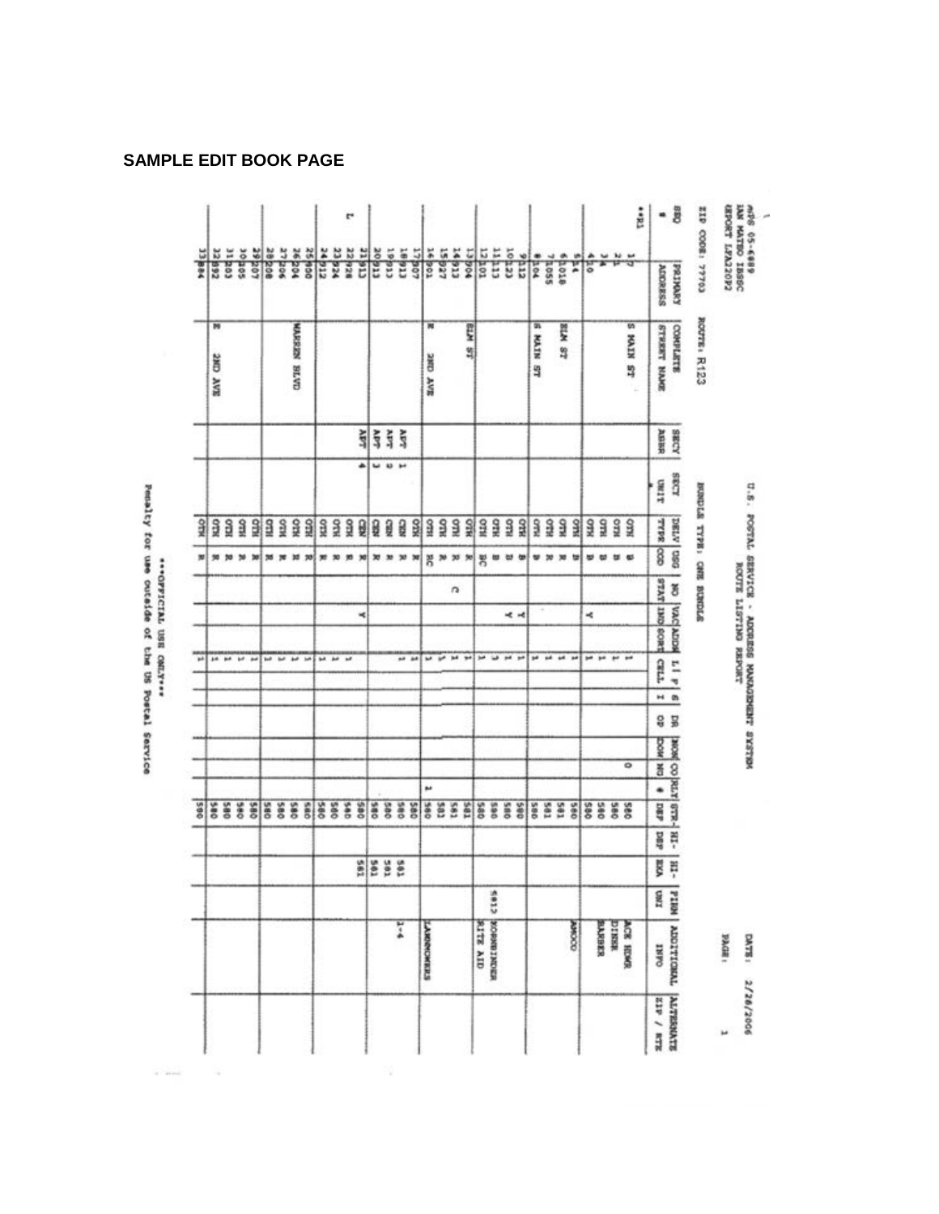**SAMPLE EDIT BOOK PAGE**

AMS 05-6889
SAN MATEO ISSSC
REPORT LFA2209

U.S. POSTAL SERVICE - ADDRESS MANAGEMENT SYSTEM
ROUTE LISTING REPORT

DATE: 2/28/2006
PAGE: 1

ZIP CODE: 77703 ROUTE: R123 BUNDLE TYPE: ONE BUNDLE

| SEQ # | PRIMARY ADDRESS | COMPLETE STREET NAME | SECY ABBR | SECY UNIT # | DELV TYPE | USG COD | NO STAT | VAC IND | ADDN SORT | LI CELL | F I | G OP | DR DOM | NON NO | CO # | RLY DEP | STR-DEP | HI-EXA | HI-FIRM UNI | ADDITIONAL INFO | ALTERNATE ZIP / RTE |
|---|---|---|---|---|---|---|---|---|---|---|---|---|---|---|---|---|---|---|---|---|---|
| **R1 | | | | | | | | | | | | | | | | | | | | | |
| 1 | 7 | S MAIN ST | | | OTH | B | | | | 1 | | | | | | 580 | | | | ACE HDWR | |
| 2 | 1 | | | | OTH | B | | | | 1 | | | | | | 580 | | | | DINER | |
| 3 | 4 | | | | OTH | B | | Y | | 1 | | | | | | 580 | | | | BARBER | |
| 4 | 10 | | | | OTH | B | | | | 1 | | | | | 0 | 580 | | | | | |
| 5 | 14 | | | | OTH | B | | | | 1 | | | | | | 580 | | | | AMOCO | |
| 6 | 1010 | ELM ST | | | OTH | R | | | | 1 | | | | | | 581 | | | | | |
| 7 | 1055 | | | | OTH | R | | | | 1 | | | | | | 581 | | | | | |
| 8 | 104 | S MAIN ST | | | OTH | B | | | | 1 | | | | | | 580 | | | | | |
| 9 | 112 | | | | OTH | B | | Y | | 1 | | | | | | 580 | | | | | |
| 10 | 123 | | | | OTH | B | | Y | | 1 | | | | | | 580 | | | | | |
| 11 | 113 | | | | OTH | B | | | | 1 | | | | | | 580 | | | 6810 | HORNBINDER | |
| 12 | 101 | | | | OTH | BC | | | | 1 | | | | | | 580 | | | | RITE AID | |
| 13 | 904 | ELM ST | | | OTH | R | | | | 1 | | | | | | 581 | | | | | |
| 14 | 913 | | | | OTH | R | C | | | 1 | | | | | | 581 | | | | | |
| 15 | 927 | | | | OTH | R | | | | 1 | | | | | | 581 | | | | | |
| 16 | 901 | N 2ND AVE | | | OTH | RC | | | | 1 | | | | | 1 | 580 | | | | LAWNMOWERS | |
| 17 | 907 | | | | OTH | R | | | | 1 | | | | | | 580 | | | | | |
| 18 | 913 | | APT | 1 | CEN | R | | | | 1 | | | | | | 580 | | 581 | | 1-4 | |
| 19 | 913 | | APT | 2 | CEN | R | | | | | | | | | | 580 | | 581 | | | |
| 20 | 913 | | APT | 3 | CEN | R | | | | | | | | | | 580 | | 581 | | | |
| 21 | 913 | | APT | 4 | CEN | R | | | | | | | | | | 580 | | 581 | | | |
| 22 | 928 | | | | OTH | R | | Y | | 1 | | | | | | 580 | | | | | |
| 23 | 924 | | | | OTH | R | | | | 1 | | | | | | 580 | | | | | |
| 24 | 912 | | | | OTH | R | | | | 1 | | | | | | 580 | | | | | |
| 25 | 900 | WARREN BLVD | | | OTH | R | | | | 1 | | | | | | 580 | | | | | |
| 26 | 204 | | | | OTH | R | | | | 1 | | | | | | 580 | | | | | |
| 27 | 206 | | | | OTH | R | | | | 1 | | | | | | 580 | | | | | |
| 28 | 208 | | | | OTH | R | | | | 1 | | | | | | 580 | | | | | |
| 29 | 207 | | | | OTH | R | | | | 1 | | | | | | 580 | | | | | |
| 30 | 205 | | | | OTH | R | | | | 1 | | | | | | 580 | | | | | |
| 31 | 203 | | | | OTH | R | | | | 1 | | | | | | 580 | | | | | |
| 32 | 992 | E 2ND AVE | | | OTH | R | | | | 1 | | | | | | 580 | | | | | |
| 33 | 984 | | | | OTH | R | | | | 1 | | | | | | 580 | | | | | |

***OFFICIAL USE ONLY***
Penalty for use outside of the US Postal Service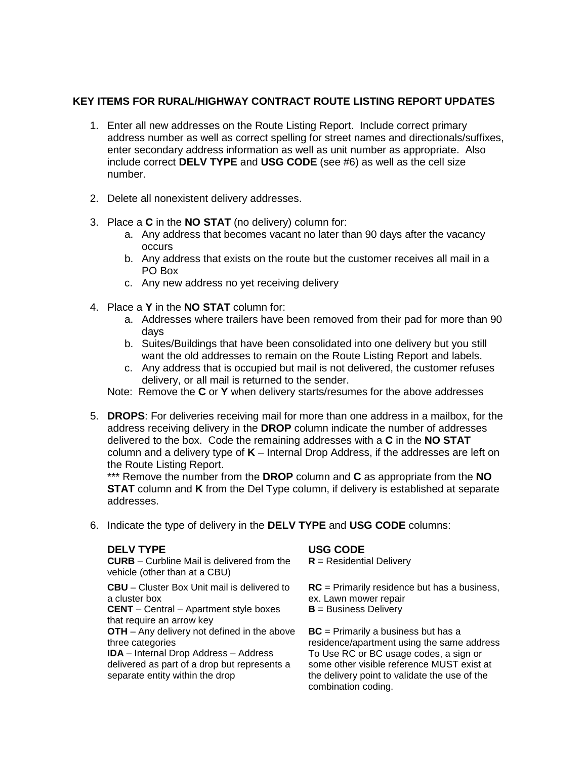## KEY ITEMS FOR RURAL/HIGHWAY CONTRACT ROUTE LISTING REPORT UPDATES

1. Enter all new addresses on the Route Listing Report. Include correct primary address number as well as correct spelling for street names and directionals/suffixes, enter secondary address information as well as unit number as appropriate. Also include correct **DELV TYPE** and **USG CODE** (see #6) as well as the cell size number.

2. Delete all nonexistent delivery addresses.

3. Place a **C** in the **NO STAT** (no delivery) column for:
   a. Any address that becomes vacant no later than 90 days after the vacancy occurs
   b. Any address that exists on the route but the customer receives all mail in a PO Box
   c. Any new address no yet receiving delivery

4. Place a **Y** in the **NO STAT** column for:
   a. Addresses where trailers have been removed from their pad for more than 90 days
   b. Suites/Buildings that have been consolidated into one delivery but you still want the old addresses to remain on the Route Listing Report and labels.
   c. Any address that is occupied but mail is not delivered, the customer refuses delivery, or all mail is returned to the sender.

   Note: Remove the **C** or **Y** when delivery starts/resumes for the above addresses

5. **DROPS**: For deliveries receiving mail for more than one address in a mailbox, for the address receiving delivery in the **DROP** column indicate the number of addresses delivered to the box. Code the remaining addresses with a **C** in the **NO STAT** column and a delivery type of **K** – Internal Drop Address, if the addresses are left on the Route Listing Report.

   *** Remove the number from the **DROP** column and **C** as appropriate from the **NO STAT** column and **K** from the Del Type column, if delivery is established at separate addresses.

6. Indicate the type of delivery in the **DELV TYPE** and **USG CODE** columns:

   **DELV TYPE**

   **CURB** – Curbline Mail is delivered from the vehicle (other than at a CBU)

   **CBU** – Cluster Box Unit mail is delivered to a cluster box

   **CENT** – Central – Apartment style boxes that require an arrow key

   **OTH** – Any delivery not defined in the above three categories

   **IDA** – Internal Drop Address – Address delivered as part of a drop but represents a separate entity within the drop

   **USG CODE**

   **R** = Residential Delivery

   **RC** = Primarily residence but has a business, ex. Lawn mower repair

   **B** = Business Delivery

   **BC** = Primarily a business but has a residence/apartment using the same address To Use RC or BC usage codes, a sign or some other visible reference MUST exist at the delivery point to validate the use of the combination coding.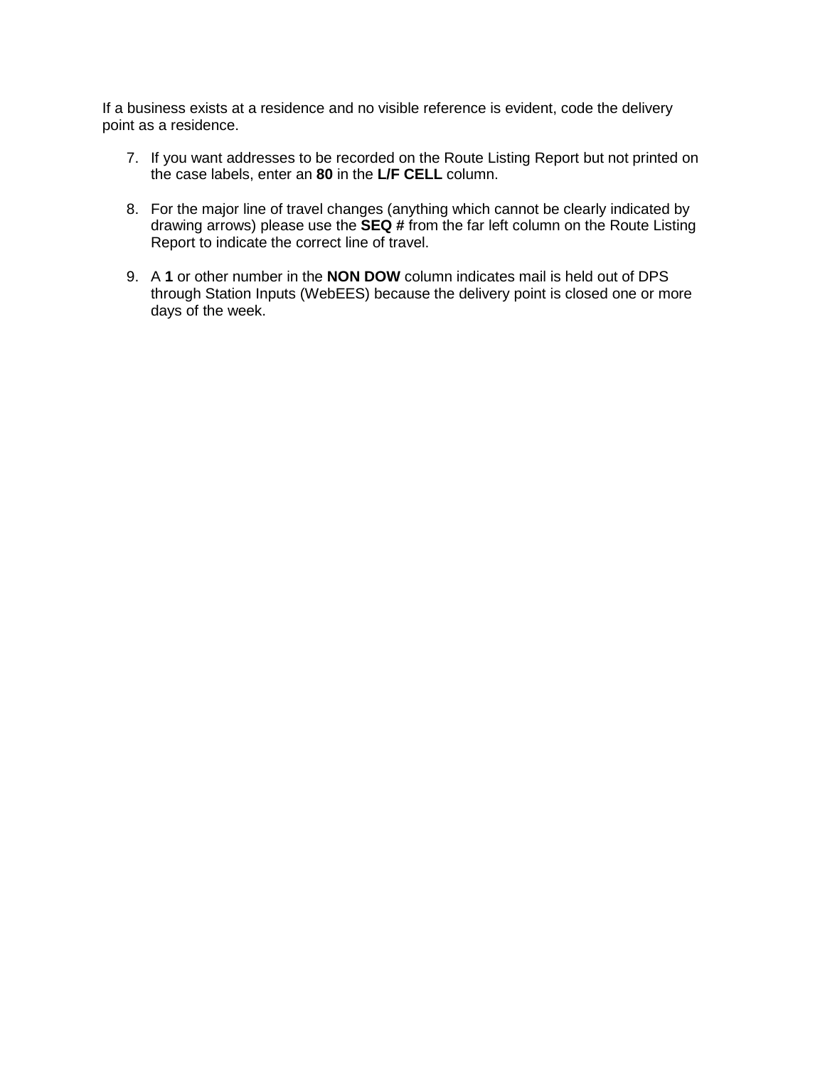If a business exists at a residence and no visible reference is evident, code the delivery point as a residence.

7. If you want addresses to be recorded on the Route Listing Report but not printed on the case labels, enter an **80** in the **L/F CELL** column.

8. For the major line of travel changes (anything which cannot be clearly indicated by drawing arrows) please use the **SEQ #** from the far left column on the Route Listing Report to indicate the correct line of travel.

9. A **1** or other number in the **NON DOW** column indicates mail is held out of DPS through Station Inputs (WebEES) because the delivery point is closed one or more days of the week.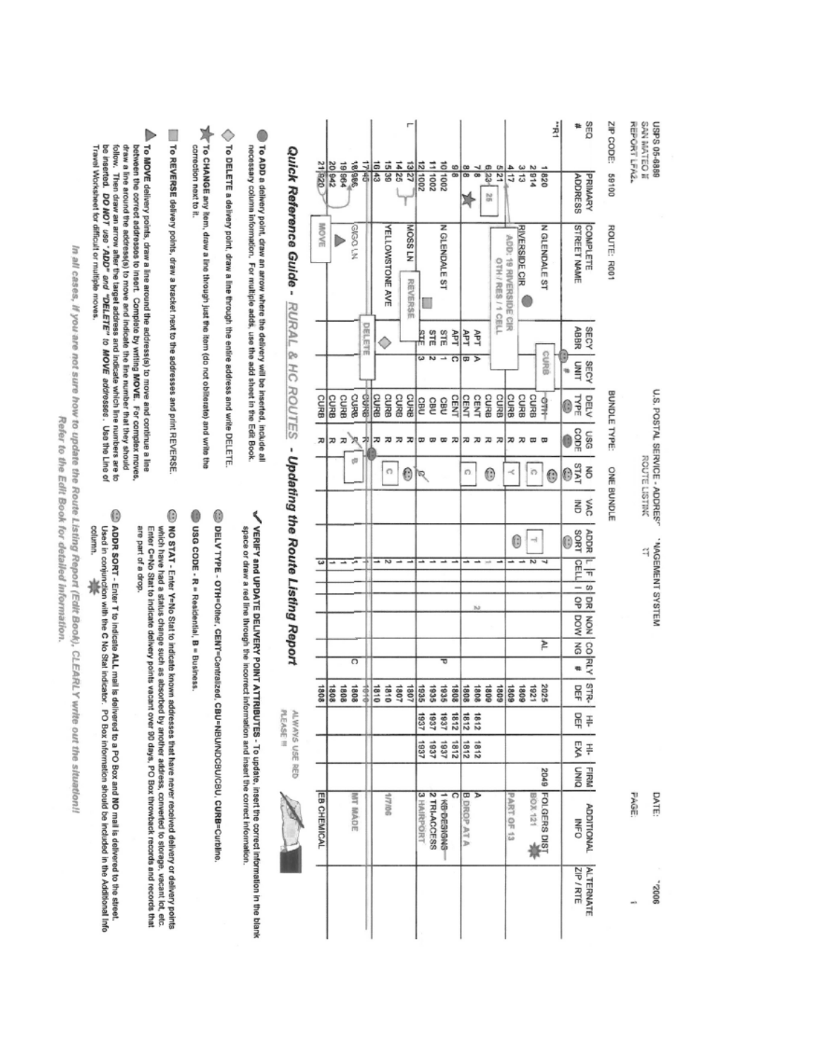USPS 05-6889
SAN MATEO II
REPORT LFA2

U.S. POSTAL SERVICE - ADDRESS MANAGEMENT SYSTEM
ROUTE LISTING

DATE: 2006
PAGE: 1

ZIP CODE: 59100 ROUTE: R001 BUNDLE TYPE: ONE BUNDLE

| SEQ # | PRIMARY ADDRESS | COMPLETE STREET NAME | SECY ABBR | SECY UNIT # | DELV TYPE | USG CODE | NO STAT | VAC IND | ADDR SORT | L CELL | F I | S OP | DR DOW | NON NG | CO # | RLY | STR-DEF | HI-DEF | HI-EXA | FIRM UNIQ | ADDITIONAL INFO | ALTERNATE ZIP / RTE |
|---|---|---|---|---|---|---|---|---|---|---|---|---|---|---|---|---|---|---|---|---|---|---|
| **R1 | | | | | | | | | | | | | | | | | | | | | | |
| 1 | 820 | N GLENDALE ST | | | ~~OTH~~ CURB | B | C | | T | 7 | | | | | AL | | 2025 | | | 2049 | FOLGERS DIST BOX 121 | |
| 2 | 914 | | | | CURB | B | | | | 2 | | | | | | | 1921 | | | | | |
| 3 | 13 | RIVERSIDE CIR | | | CURB | R | | | | 1 | | | | | | | 1809 | | | | | |
| 4 | 17 | | | | CURB | R | Y | | | 1 | | | | | | | 1809 | | | | PART OF 13 | |
| 5 | 21 | | | | CURB | R | | | | 1 | | | | | | | 1809 | | | | | |
| 6 | ~~23~~ 26 | | | | CURB | R | | | | 1 | | | | | | | 1809 | | | | | |
| 7 | 8 | | APT | A | CENT | R | | | | 1 | | | | | | | 1808 | 1812 | 1812 | | A | |
| 8 | 8 | | APT | B | CENT | R | | | | 1 | | | | | | | 1808 | 1812 | 1812 | | B DROP AT A | |
| 9 | 8 | | APT | C | CENT | R | C | | | 1 | | | | | | | 1808 | 1812 | 1812 | | C | |
| 10 | 1002 | N GLENDALE ST | STE | 1 | CBU | B | | | | 1 | | | | | | P | 1935 | 1937 | 1937 | | 1 ~~KB DESIGNS~~ | |
| 11 | 1002 | | STE | 2 | CBU | B | | | | 1 | | | | | | | 1935 | 1937 | 1937 | | 2 TRI-ACCESS | |
| 12 | 1002 | | STE | 3 | CBU | B | | | | 1 | | | | | | | 1935 | 1937 | 1937 | | 3 HAIRPORT | |
| 13 | 27 | MOSS LN | | | CURB | R | | | | 1 | | | | | | | 1807 | | | | | |
| 14 | 25 | | | | CURB | R | | | | 1 | | | | | | | 1807 | | | | | |
| 15 | 39 | YELLOWSTONE AVE | | | CURB | R | | | | 2 | | | | | | | 1810 | | | | 1/7/06 | |
| 16 | 43 | | | | CURB | R | C | | | 1 | | | | | | | 1810 | | | | | |
| ~~17~~ | ~~40~~ | | | | ~~CURB~~ | ~~R~~ | | | | ~~1~~ | | | | | | | ~~1810~~ | | | | | |
| 18 | 966 | GECKO LN | | | CURB | R | B | | | 1 | | | | | C | | 1808 | | | | MT MADE | |
| 19 | 964 | | | | CURB | R | | | | 1 | | | | | | | 1808 | | | | | |
| 20 | 942 | | | | CURB | R | | | | 1 | | | | | | | 1808 | | | | | |
| 21 | 920 | | | | CURB | R | | | | 3 | | | | | | | 1808 | | | | EB CHEMICAL | |

ADD: 19 RIVERSIDE CIR OTH / RES / 1 CELL

REVERSE

DELETE

MOVE

## Quick Reference Guide - RURAL & HC ROUTES - Updating the Route Listing Report

ALWAYS USE RED PLEASE !!!

- **To ADD** a delivery point, draw an arrow where the delivery will be inserted, include all necessary column information. For multiple adds, use the add sheet in the Edit Book.
- **To DELETE** a delivery point, draw a line through the entire address and write DELETE.
- **To CHANGE** any item, draw a line through just the item (do not obliterate) and write the correction next to it.
- **To REVERSE** delivery points, draw a bracket next to the addresses and print REVERSE.
- **To MOVE** delivery points, draw a line around the address(s) to move and continue a line between the correct addresses to insert. Complete by writing **MOVE**. For complex moves, draw a line around the address(s) to move and indicate the line number that they should follow. Then draw an arrow after the target address and indicate which line numbers are to be inserted. ***DO NOT** use "**ADD**" and "**DELETE**" to **MOVE** addresses.* Use the Line of Travel Worksheet for difficult or multiple moves.

✓ **VERIFY and UPDATE DELIVERY POINT ATTRIBUTES** - To update, insert the correct information in the blank space or draw a red line through the incorrect information and insert the correct information.

- **DELV TYPE - OTH**=Other, **CENT**=Centralized, **CBU**=NBU/NDCBU/CBU, **CURB**=Curbline.
- **USG CODE - R** = Residential, **B** = Business.
- **NO STAT** - Enter **Y**=No Stat to indicate known addresses that have never received delivery or delivery points which have had a status change such as absorbed by another address, converted to storage, vacant lot, etc. Enter **C**=No Stat to indicate delivery points vacant over 90 days, PO Box throwback records and records that are part of a drop.
- **ADDR SORT** - Enter **T** to indicate **ALL** mail is delivered to a PO Box and **NO** mail is delivered to the street. Used in conjunction with the **C** No Stat indicator. PO Box information should be included in the Additional Info column.

*In all cases, if you are not sure how to update the Route Listing Report (Edit Book), CLEARLY write out the situation! Refer to the Edit Book for detailed information.*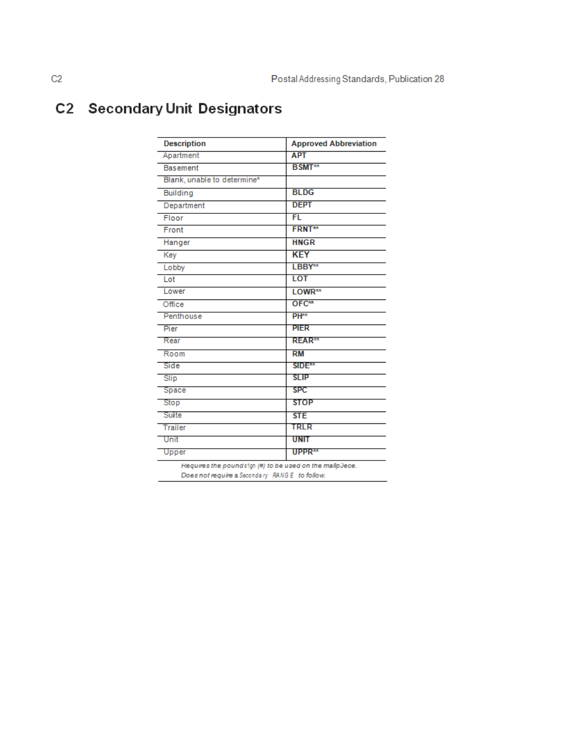## C2 Secondary Unit Designators

| Description | Approved Abbreviation |
|---|---|
| Apartment | APT |
| Basement | BSMT** |
| Blank, unable to determine* | |
| Building | BLDG |
| Department | DEPT |
| Floor | FL |
| Front | FRNT** |
| Hanger | HNGR |
| Key | KEY |
| Lobby | LBBY** |
| Lot | LOT |
| Lower | LOWR** |
| Office | OFC** |
| Penthouse | PH** |
| Pier | PIER |
| Rear | REAR** |
| Room | RM |
| Side | SIDE** |
| Slip | SLIP |
| Space | SPC |
| Stop | STOP |
| Suite | STE |
| Trailer | TRLR |
| Unit | UNIT |
| Upper | UPPR** |

*Requires the pound sign (#) to be used on the mailpiece.*
*Does not require a Secondary RANGE to follow.*